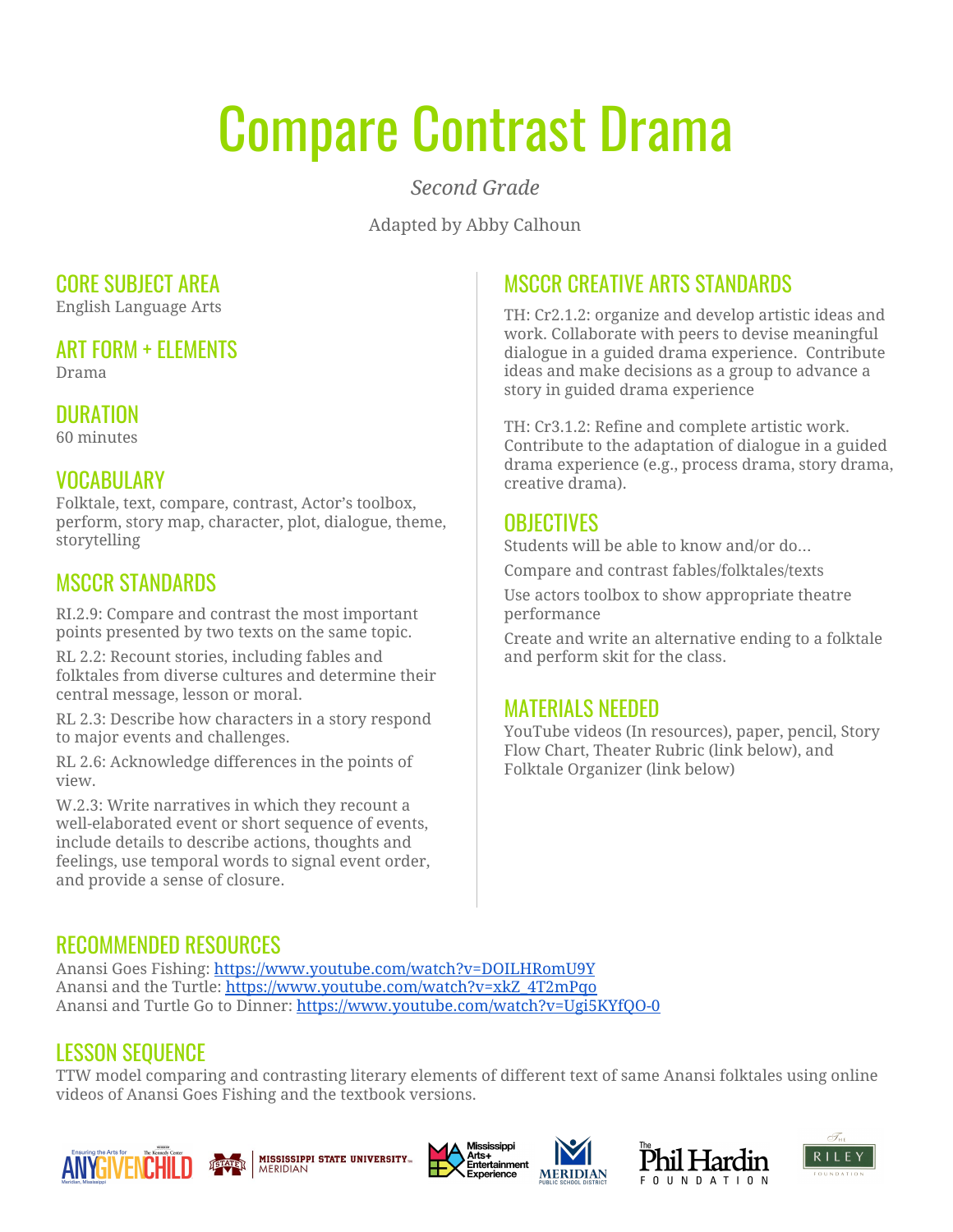# Compare Contrast Drama

*Second Grade*

Adapted by Abby Calhoun

## CORE SUBJECT AREA
English Language Arts

## ART FORM + ELEMENTS
Drama

## DURATION
60 minutes

## VOCABULARY
Folktale, text, compare, contrast, Actor's toolbox, perform, story map, character, plot, dialogue, theme, storytelling

## MSCCR STANDARDS

RI.2.9: Compare and contrast the most important points presented by two texts on the same topic.

RL 2.2: Recount stories, including fables and folktales from diverse cultures and determine their central message, lesson or moral.

RL 2.3: Describe how characters in a story respond to major events and challenges.

RL 2.6: Acknowledge differences in the points of view.

W.2.3: Write narratives in which they recount a well-elaborated event or short sequence of events, include details to describe actions, thoughts and feelings, use temporal words to signal event order, and provide a sense of closure.

## MSCCR CREATIVE ARTS STANDARDS

TH: Cr2.1.2: organize and develop artistic ideas and work. Collaborate with peers to devise meaningful dialogue in a guided drama experience. Contribute ideas and make decisions as a group to advance a story in guided drama experience

TH: Cr3.1.2: Refine and complete artistic work. Contribute to the adaptation of dialogue in a guided drama experience (e.g., process drama, story drama, creative drama).

## OBJECTIVES

Students will be able to know and/or do…

Compare and contrast fables/folktales/texts

Use actors toolbox to show appropriate theatre performance

Create and write an alternative ending to a folktale and perform skit for the class.

## MATERIALS NEEDED
YouTube videos (In resources), paper, pencil, Story Flow Chart, Theater Rubric (link below), and Folktale Organizer (link below)

## RECOMMENDED RESOURCES
Anansi Goes Fishing: https://www.youtube.com/watch?v=DOILHRomU9Y
Anansi and the Turtle: https://www.youtube.com/watch?v=xkZ_4T2mPqo
Anansi and Turtle Go to Dinner: https://www.youtube.com/watch?v=Ugi5KYfQO-0

## LESSON SEQUENCE
TTW model comparing and contrasting literary elements of different text of same Anansi folktales using online videos of Anansi Goes Fishing and the textbook versions.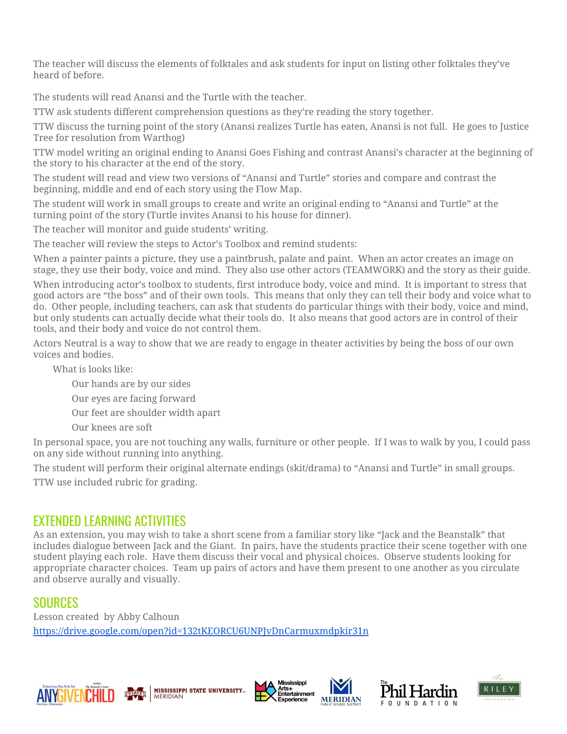The teacher will discuss the elements of folktales and ask students for input on listing other folktales they've heard of before.

The students will read Anansi and the Turtle with the teacher.

TTW ask students different comprehension questions as they're reading the story together.

TTW discuss the turning point of the story (Anansi realizes Turtle has eaten, Anansi is not full. He goes to Justice Tree for resolution from Warthog)

TTW model writing an original ending to Anansi Goes Fishing and contrast Anansi's character at the beginning of the story to his character at the end of the story.

The student will read and view two versions of "Anansi and Turtle" stories and compare and contrast the beginning, middle and end of each story using the Flow Map.

The student will work in small groups to create and write an original ending to "Anansi and Turtle" at the turning point of the story (Turtle invites Anansi to his house for dinner).

The teacher will monitor and guide students' writing.

The teacher will review the steps to Actor's Toolbox and remind students:

When a painter paints a picture, they use a paintbrush, palate and paint. When an actor creates an image on stage, they use their body, voice and mind. They also use other actors (TEAMWORK) and the story as their guide.

When introducing actor's toolbox to students, first introduce body, voice and mind. It is important to stress that good actors are "the boss" and of their own tools. This means that only they can tell their body and voice what to do. Other people, including teachers, can ask that students do particular things with their body, voice and mind, but only students can actually decide what their tools do. It also means that good actors are in control of their tools, and their body and voice do not control them.

Actors Neutral is a way to show that we are ready to engage in theater activities by being the boss of our own voices and bodies.

What is looks like:

- Our hands are by our sides
- Our eyes are facing forward
- Our feet are shoulder width apart
- Our knees are soft

In personal space, you are not touching any walls, furniture or other people. If I was to walk by you, I could pass on any side without running into anything.

The student will perform their original alternate endings (skit/drama) to "Anansi and Turtle" in small groups.

TTW use included rubric for grading.

## EXTENDED LEARNING ACTIVITIES

As an extension, you may wish to take a short scene from a familiar story like "Jack and the Beanstalk" that includes dialogue between Jack and the Giant. In pairs, have the students practice their scene together with one student playing each role. Have them discuss their vocal and physical choices. Observe students looking for appropriate character choices. Team up pairs of actors and have them present to one another as you circulate and observe aurally and visually.

## SOURCES

Lesson created by Abby Calhoun

https://drive.google.com/open?id=132tKEORCU6UNPJvDnCarmuxmdpkir31n